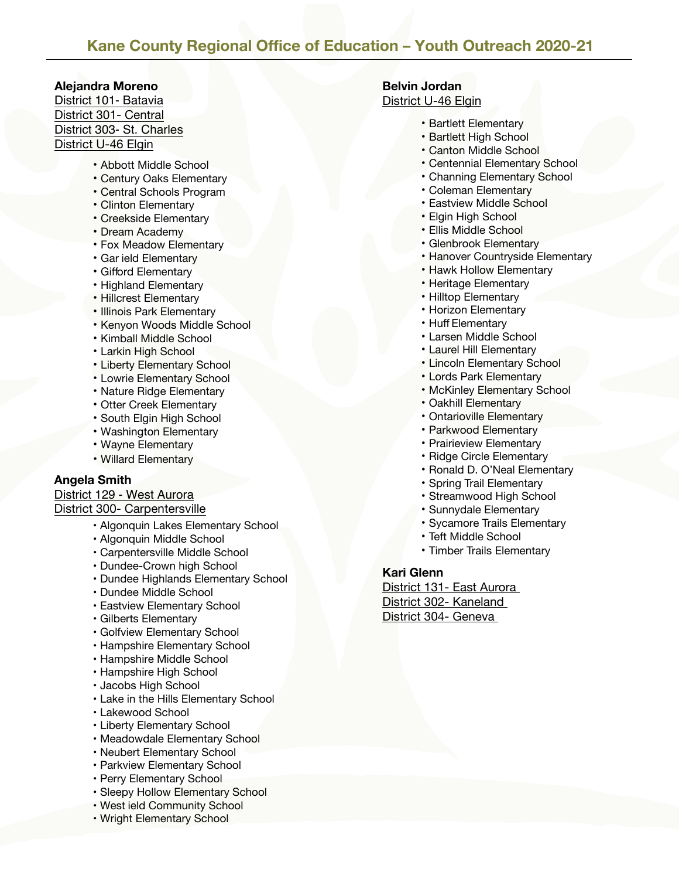# Kane County Regional Office of Education – Youth Outreach 2020-21

**Alejandra Moreno**

District 101- Batavia
District 301- Central
District 303- St. Charles
District U-46 Elgin

- Abbott Middle School
- Century Oaks Elementary
- Central Schools Program
- Clinton Elementary
- Creekside Elementary
- Dream Academy
- Fox Meadow Elementary
- Gar ield Elementary
- Gifford Elementary
- Highland Elementary
- Hillcrest Elementary
- Illinois Park Elementary
- Kenyon Woods Middle School
- Kimball Middle School
- Larkin High School
- Liberty Elementary School
- Lowrie Elementary School
- Nature Ridge Elementary
- Otter Creek Elementary
- South Elgin High School
- Washington Elementary
- Wayne Elementary
- Willard Elementary

**Angela Smith**

District 129 - West Aurora
District 300- Carpentersville

- Algonquin Lakes Elementary School
- Algonquin Middle School
- Carpentersville Middle School
- Dundee-Crown high School
- Dundee Highlands Elementary School
- Dundee Middle School
- Eastview Elementary School
- Gilberts Elementary
- Golfview Elementary School
- Hampshire Elementary School
- Hampshire Middle School
- Hampshire High School
- Jacobs High School
- Lake in the Hills Elementary School
- Lakewood School
- Liberty Elementary School
- Meadowdale Elementary School
- Neubert Elementary School
- Parkview Elementary School
- Perry Elementary School
- Sleepy Hollow Elementary School
- West ield Community School
- Wright Elementary School

**Belvin Jordan**

District U-46 Elgin

- Bartlett Elementary
- Bartlett High School
- Canton Middle School
- Centennial Elementary School
- Channing Elementary School
- Coleman Elementary
- Eastview Middle School
- Elgin High School
- Ellis Middle School
- Glenbrook Elementary
- Hanover Countryside Elementary
- Hawk Hollow Elementary
- Heritage Elementary
- Hilltop Elementary
- Horizon Elementary
- Huff Elementary
- Larsen Middle School
- Laurel Hill Elementary
- Lincoln Elementary School
- Lords Park Elementary
- McKinley Elementary School
- Oakhill Elementary
- Ontarioville Elementary
- Parkwood Elementary
- Prairieview Elementary
- Ridge Circle Elementary
- Ronald D. O'Neal Elementary
- Spring Trail Elementary
- Streamwood High School
- Sunnydale Elementary
- Sycamore Trails Elementary
- Teft Middle School
- Timber Trails Elementary

**Kari Glenn**

District 131- East Aurora
District 302- Kaneland
District 304- Geneva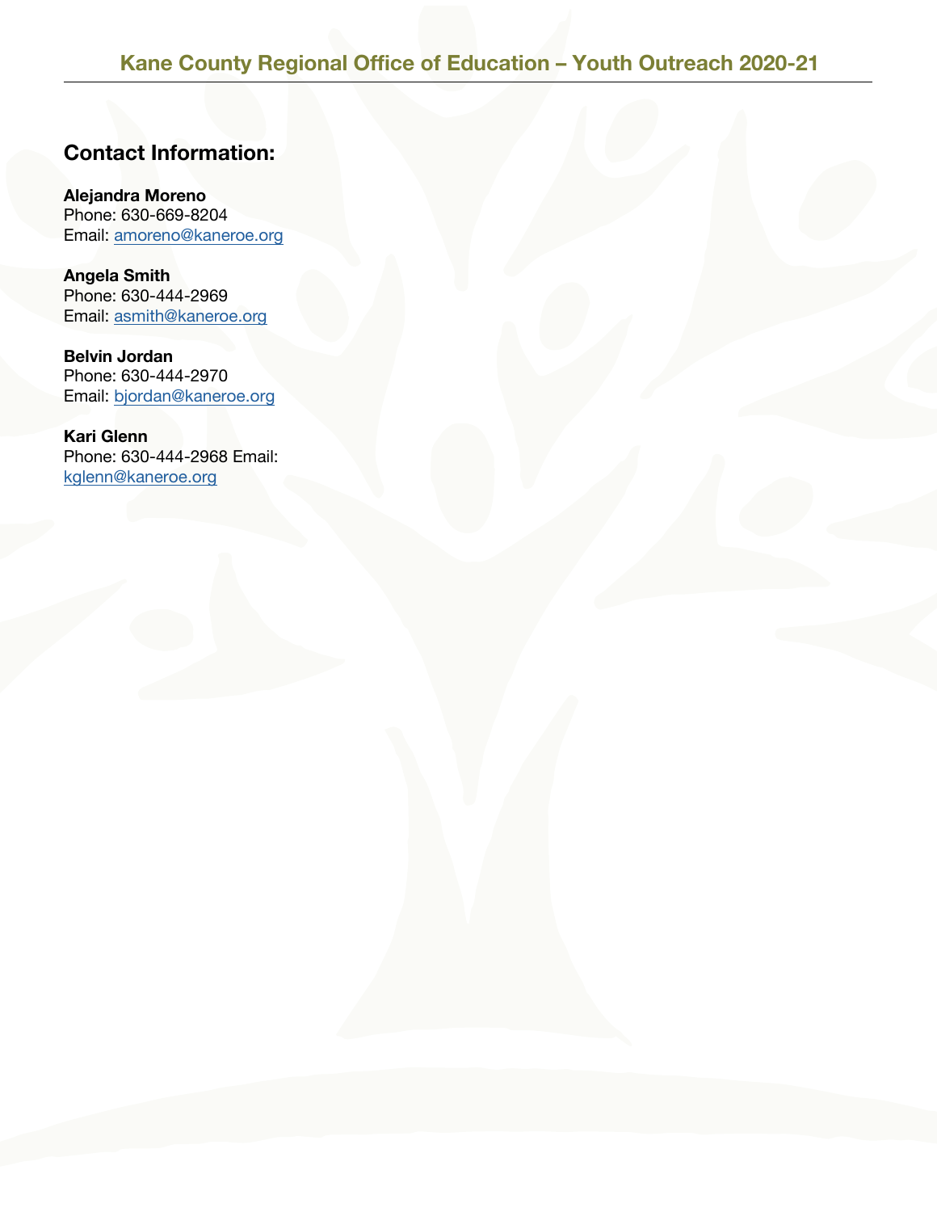## Contact Information:

**Alejandra Moreno**
Phone: 630-669-8204
Email: amoreno@kaneroe.org

**Angela Smith**
Phone: 630-444-2969
Email: asmith@kaneroe.org

**Belvin Jordan**
Phone: 630-444-2970
Email: bjordan@kaneroe.org

**Kari Glenn**
Phone: 630-444-2968 Email:
kglenn@kaneroe.org